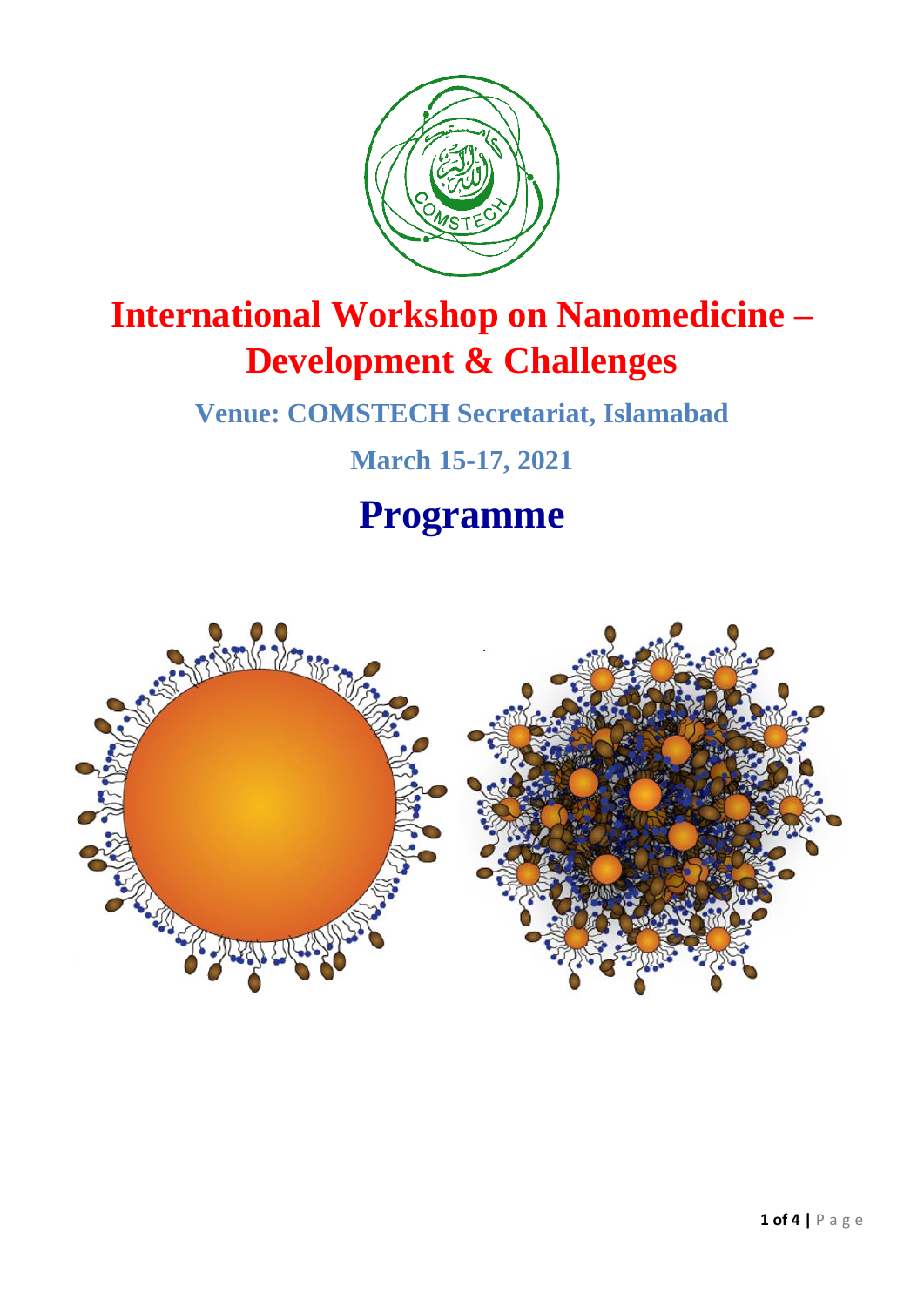# International Workshop on Nanomedicine – Development & Challenges

## Venue: COMSTECH Secretariat, Islamabad

## March 15-17, 2021

# Programme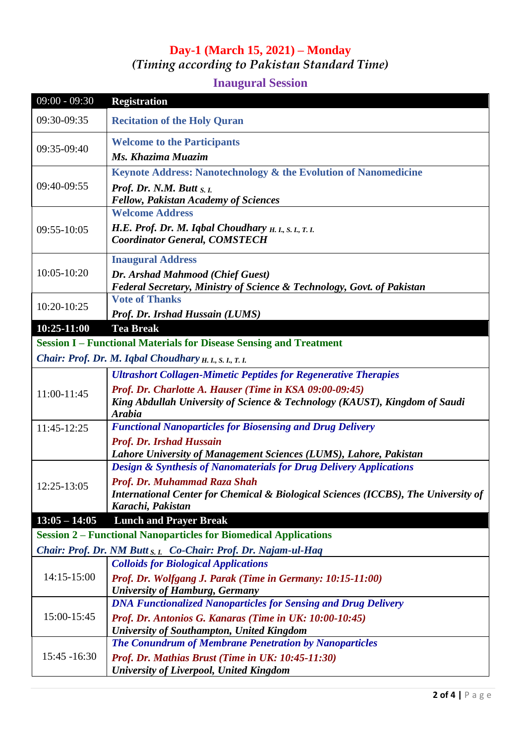## Day-1 (March 15, 2021) – Monday

*(Timing according to Pakistan Standard Time)*

### Inaugural Session

| 09:00 - 09:30 | **Registration** |
|---|---|
| 09:30-09:35 | **Recitation of the Holy Quran** |
| 09:35-09:40 | **Welcome to the Participants**<br>***Ms. Khazima Muazim*** |
| 09:40-09:55 | **Keynote Address: Nanotechnology & the Evolution of Nanomedicine**<br>***Prof. Dr. N.M. Butt** S. I.*<br>***Fellow, Pakistan Academy of Sciences*** |
| 09:55-10:05 | **Welcome Address**<br>***H.E. Prof. Dr. M. Iqbal Choudhary** H. I., S. I., T. I.*<br>***Coordinator General, COMSTECH*** |
| 10:05-10:20 | **Inaugural Address**<br>***Dr. Arshad Mahmood (Chief Guest)***<br>***Federal Secretary, Ministry of Science & Technology, Govt. of Pakistan*** |
| 10:20-10:25 | **Vote of Thanks**<br>***Prof. Dr. Irshad Hussain (LUMS)*** |
| **10:25-11:00** | **Tea Break** |
| **Session I – Functional Materials for Disease Sensing and Treatment** | |
| ***Chair: Prof. Dr. M. Iqbal Choudhary** H. I., S. I., T. I.* | |
| 11:00-11:45 | ***Ultrashort Collagen-Mimetic Peptides for Regenerative Therapies***<br>***Prof. Dr. Charlotte A. Hauser (Time in KSA 09:00-09:45)***<br>***King Abdullah University of Science & Technology (KAUST), Kingdom of Saudi Arabia*** |
| 11:45-12:25 | ***Functional Nanoparticles for Biosensing and Drug Delivery***<br>***Prof. Dr. Irshad Hussain***<br>***Lahore University of Management Sciences (LUMS), Lahore, Pakistan*** |
| 12:25-13:05 | ***Design & Synthesis of Nanomaterials for Drug Delivery Applications***<br>***Prof. Dr. Muhammad Raza Shah***<br>***International Center for Chemical & Biological Sciences (ICCBS), The University of Karachi, Pakistan*** |
| **13:05 – 14:05** | **Lunch and Prayer Break** |
| **Session 2 – Functional Nanoparticles for Biomedical Applications** | |
| ***Chair: Prof. Dr. NM Butt** S. I.* ***Co-Chair: Prof. Dr. Najam-ul-Haq*** | |
| 14:15-15:00 | ***Colloids for Biological Applications***<br>***Prof. Dr. Wolfgang J. Parak (Time in Germany: 10:15-11:00)***<br>***University of Hamburg, Germany*** |
| 15:00-15:45 | ***DNA Functionalized Nanoparticles for Sensing and Drug Delivery***<br>***Prof. Dr. Antonios G. Kanaras (Time in UK: 10:00-10:45)***<br>***University of Southampton, United Kingdom*** |
| 15:45 -16:30 | ***The Conundrum of Membrane Penetration by Nanoparticles***<br>***Prof. Dr. Mathias Brust (Time in UK: 10:45-11:30)***<br>***University of Liverpool, United Kingdom*** |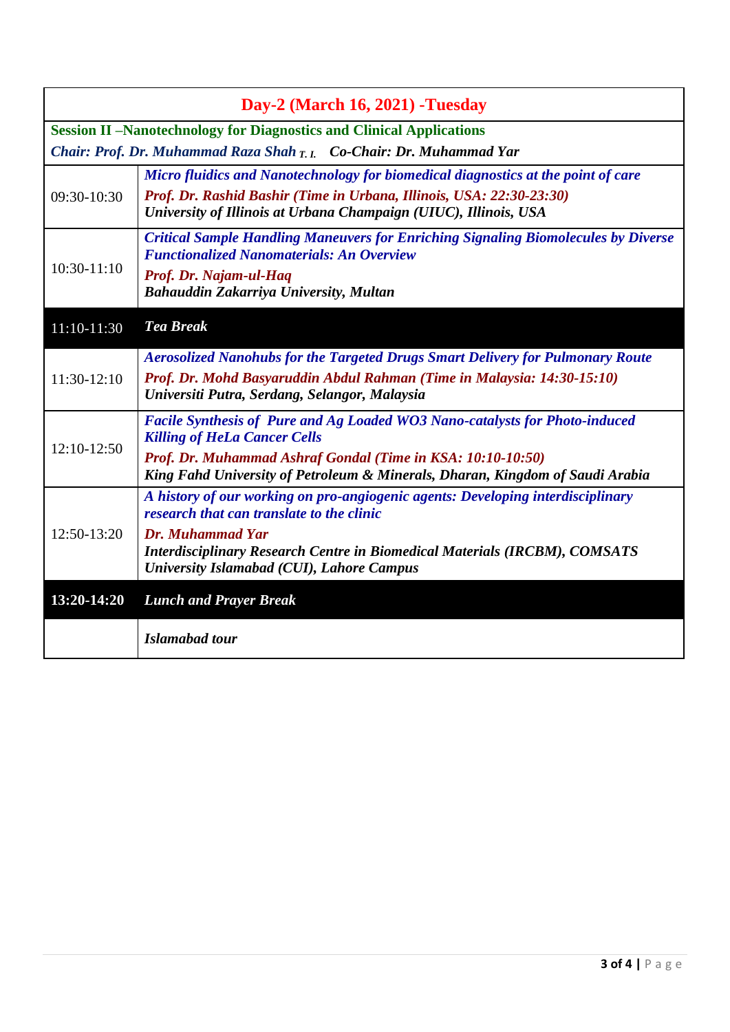## Day-2 (March 16, 2021) -Tuesday

**Session II –Nanotechnology for Diagnostics and Clinical Applications**

***Chair: Prof. Dr. Muhammad Raza Shah T. I. Co-Chair: Dr. Muhammad Yar***

| | |
|---|---|
| 09:30-10:30 | ***Micro fluidics and Nanotechnology for biomedical diagnostics at the point of care*** <br> ***Prof. Dr. Rashid Bashir (Time in Urbana, Illinois, USA: 22:30-23:30)*** <br> ***University of Illinois at Urbana Champaign (UIUC), Illinois, USA*** |
| 10:30-11:10 | ***Critical Sample Handling Maneuvers for Enriching Signaling Biomolecules by Diverse Functionalized Nanomaterials: An Overview*** <br> ***Prof. Dr. Najam-ul-Haq*** <br> ***Bahauddin Zakarriya University, Multan*** |
| 11:10-11:30 | ***Tea Break*** |
| 11:30-12:10 | ***Aerosolized Nanohubs for the Targeted Drugs Smart Delivery for Pulmonary Route*** <br> ***Prof. Dr. Mohd Basyaruddin Abdul Rahman (Time in Malaysia: 14:30-15:10)*** <br> ***Universiti Putra, Serdang, Selangor, Malaysia*** |
| 12:10-12:50 | ***Facile Synthesis of Pure and Ag Loaded WO3 Nano-catalysts for Photo-induced Killing of HeLa Cancer Cells*** <br> ***Prof. Dr. Muhammad Ashraf Gondal (Time in KSA: 10:10-10:50)*** <br> ***King Fahd University of Petroleum & Minerals, Dharan, Kingdom of Saudi Arabia*** |
| 12:50-13:20 | ***A history of our working on pro-angiogenic agents: Developing interdisciplinary research that can translate to the clinic*** <br> ***Dr. Muhammad Yar*** <br> ***Interdisciplinary Research Centre in Biomedical Materials (IRCBM), COMSATS University Islamabad (CUI), Lahore Campus*** |
| **13:20-14:20** | ***Lunch and Prayer Break*** |
| | ***Islamabad tour*** |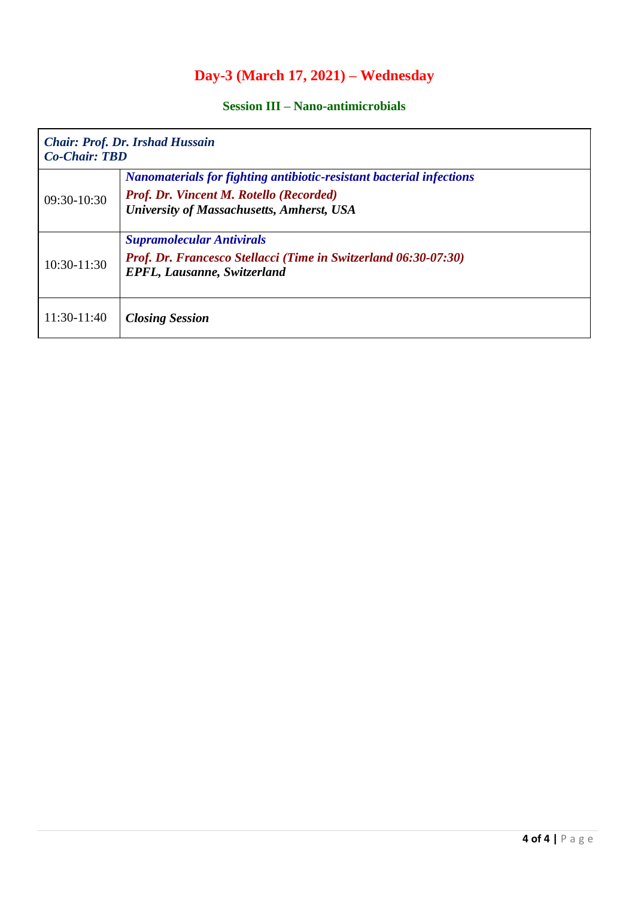# Day-3 (March 17, 2021) – Wednesday

## Session III – Nano-antimicrobials

| | |
|---|---|
| ***Chair: Prof. Dr. Irshad Hussain*** <br> ***Co-Chair: TBD*** | |
| 09:30-10:30 | ***Nanomaterials for fighting antibiotic-resistant bacterial infections*** <br> ***Prof. Dr. Vincent M. Rotello (Recorded)*** <br> ***University of Massachusetts, Amherst, USA*** |
| 10:30-11:30 | ***Supramolecular Antivirals*** <br> ***Prof. Dr. Francesco Stellacci (Time in Switzerland 06:30-07:30)*** <br> ***EPFL, Lausanne, Switzerland*** |
| 11:30-11:40 | ***Closing Session*** |